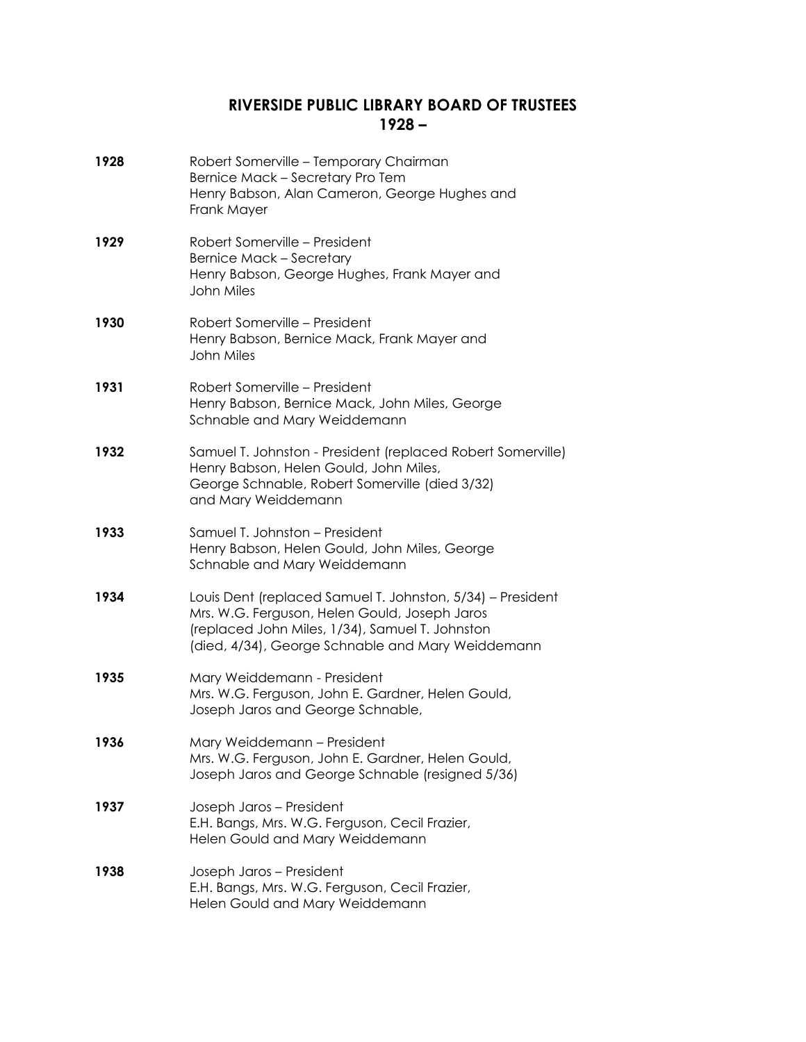# RIVERSIDE PUBLIC LIBRARY BOARD OF TRUSTEES
## 1928 –

**1928** Robert Somerville – Temporary Chairman
Bernice Mack – Secretary Pro Tem
Henry Babson, Alan Cameron, George Hughes and Frank Mayer

**1929** Robert Somerville – President
Bernice Mack – Secretary
Henry Babson, George Hughes, Frank Mayer and John Miles

**1930** Robert Somerville – President
Henry Babson, Bernice Mack, Frank Mayer and John Miles

**1931** Robert Somerville – President
Henry Babson, Bernice Mack, John Miles, George Schnable and Mary Weiddemann

**1932** Samuel T. Johnston - President (replaced Robert Somerville)
Henry Babson, Helen Gould, John Miles, George Schnable, Robert Somerville (died 3/32) and Mary Weiddemann

**1933** Samuel T. Johnston – President
Henry Babson, Helen Gould, John Miles, George Schnable and Mary Weiddemann

**1934** Louis Dent (replaced Samuel T. Johnston, 5/34) – President
Mrs. W.G. Ferguson, Helen Gould, Joseph Jaros (replaced John Miles, 1/34), Samuel T. Johnston (died, 4/34), George Schnable and Mary Weiddemann

**1935** Mary Weiddemann - President
Mrs. W.G. Ferguson, John E. Gardner, Helen Gould, Joseph Jaros and George Schnable,

**1936** Mary Weiddemann – President
Mrs. W.G. Ferguson, John E. Gardner, Helen Gould, Joseph Jaros and George Schnable (resigned 5/36)

**1937** Joseph Jaros – President
E.H. Bangs, Mrs. W.G. Ferguson, Cecil Frazier, Helen Gould and Mary Weiddemann

**1938** Joseph Jaros – President
E.H. Bangs, Mrs. W.G. Ferguson, Cecil Frazier, Helen Gould and Mary Weiddemann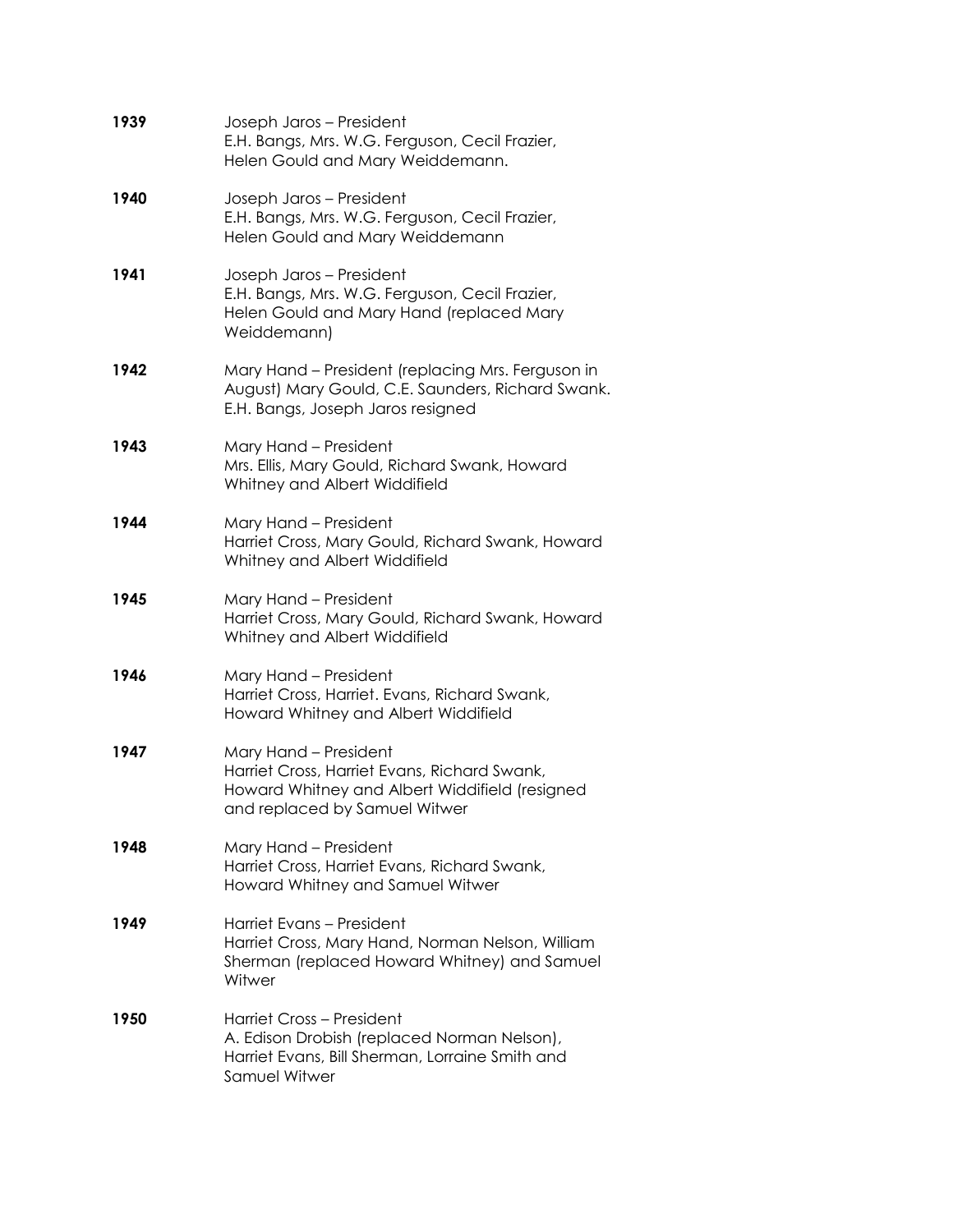**1939** Joseph Jaros – President
E.H. Bangs, Mrs. W.G. Ferguson, Cecil Frazier, Helen Gould and Mary Weiddemann.

**1940** Joseph Jaros – President
E.H. Bangs, Mrs. W.G. Ferguson, Cecil Frazier, Helen Gould and Mary Weiddemann

**1941** Joseph Jaros – President
E.H. Bangs, Mrs. W.G. Ferguson, Cecil Frazier, Helen Gould and Mary Hand (replaced Mary Weiddemann)

**1942** Mary Hand – President (replacing Mrs. Ferguson in August) Mary Gould, C.E. Saunders, Richard Swank. E.H. Bangs, Joseph Jaros resigned

**1943** Mary Hand – President
Mrs. Ellis, Mary Gould, Richard Swank, Howard Whitney and Albert Widdifield

**1944** Mary Hand – President
Harriet Cross, Mary Gould, Richard Swank, Howard Whitney and Albert Widdifield

**1945** Mary Hand – President
Harriet Cross, Mary Gould, Richard Swank, Howard Whitney and Albert Widdifield

**1946** Mary Hand – President
Harriet Cross, Harriet. Evans, Richard Swank, Howard Whitney and Albert Widdifield

**1947** Mary Hand – President
Harriet Cross, Harriet Evans, Richard Swank, Howard Whitney and Albert Widdifield (resigned and replaced by Samuel Witwer

**1948** Mary Hand – President
Harriet Cross, Harriet Evans, Richard Swank, Howard Whitney and Samuel Witwer

**1949** Harriet Evans – President
Harriet Cross, Mary Hand, Norman Nelson, William Sherman (replaced Howard Whitney) and Samuel Witwer

**1950** Harriet Cross – President
A. Edison Drobish (replaced Norman Nelson), Harriet Evans, Bill Sherman, Lorraine Smith and Samuel Witwer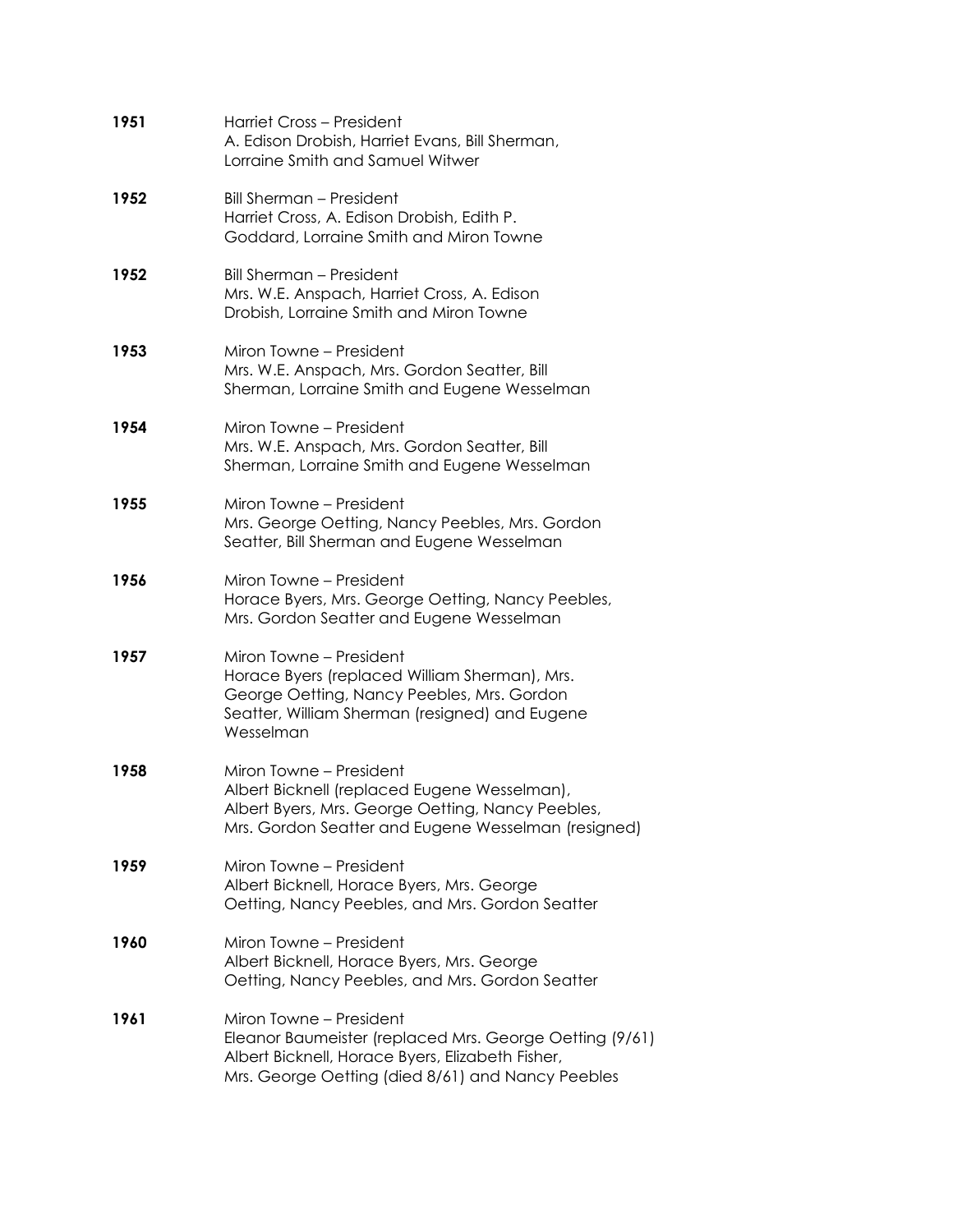**1951** Harriet Cross – President
A. Edison Drobish, Harriet Evans, Bill Sherman, Lorraine Smith and Samuel Witwer

**1952** Bill Sherman – President
Harriet Cross, A. Edison Drobish, Edith P. Goddard, Lorraine Smith and Miron Towne

**1952** Bill Sherman – President
Mrs. W.E. Anspach, Harriet Cross, A. Edison Drobish, Lorraine Smith and Miron Towne

**1953** Miron Towne – President
Mrs. W.E. Anspach, Mrs. Gordon Seatter, Bill Sherman, Lorraine Smith and Eugene Wesselman

**1954** Miron Towne – President
Mrs. W.E. Anspach, Mrs. Gordon Seatter, Bill Sherman, Lorraine Smith and Eugene Wesselman

**1955** Miron Towne – President
Mrs. George Oetting, Nancy Peebles, Mrs. Gordon Seatter, Bill Sherman and Eugene Wesselman

**1956** Miron Towne – President
Horace Byers, Mrs. George Oetting, Nancy Peebles, Mrs. Gordon Seatter and Eugene Wesselman

**1957** Miron Towne – President
Horace Byers (replaced William Sherman), Mrs. George Oetting, Nancy Peebles, Mrs. Gordon Seatter, William Sherman (resigned) and Eugene Wesselman

**1958** Miron Towne – President
Albert Bicknell (replaced Eugene Wesselman), Albert Byers, Mrs. George Oetting, Nancy Peebles, Mrs. Gordon Seatter and Eugene Wesselman (resigned)

**1959** Miron Towne – President
Albert Bicknell, Horace Byers, Mrs. George Oetting, Nancy Peebles, and Mrs. Gordon Seatter

**1960** Miron Towne – President
Albert Bicknell, Horace Byers, Mrs. George Oetting, Nancy Peebles, and Mrs. Gordon Seatter

**1961** Miron Towne – President
Eleanor Baumeister (replaced Mrs. George Oetting (9/61) Albert Bicknell, Horace Byers, Elizabeth Fisher, Mrs. George Oetting (died 8/61) and Nancy Peebles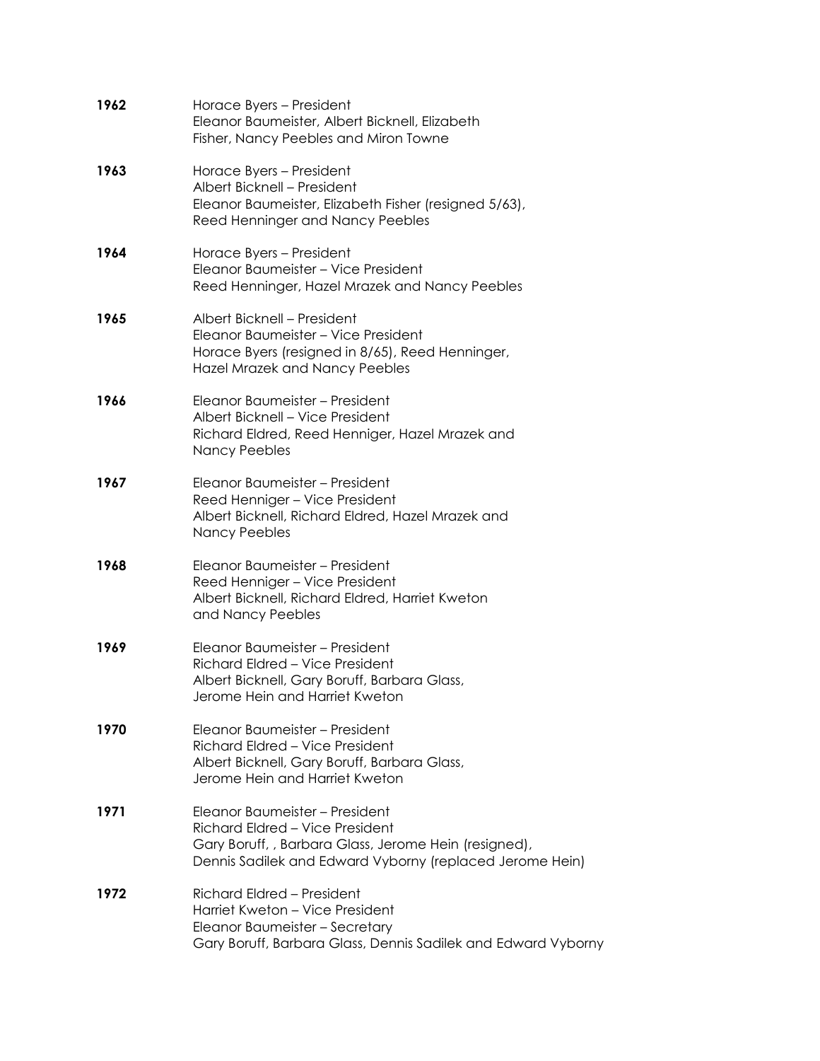**1962** Horace Byers – President
Eleanor Baumeister, Albert Bicknell, Elizabeth Fisher, Nancy Peebles and Miron Towne

**1963** Horace Byers – President
Albert Bicknell – President
Eleanor Baumeister, Elizabeth Fisher (resigned 5/63), Reed Henninger and Nancy Peebles

**1964** Horace Byers – President
Eleanor Baumeister – Vice President
Reed Henninger, Hazel Mrazek and Nancy Peebles

**1965** Albert Bicknell – President
Eleanor Baumeister – Vice President
Horace Byers (resigned in 8/65), Reed Henninger, Hazel Mrazek and Nancy Peebles

**1966** Eleanor Baumeister – President
Albert Bicknell – Vice President
Richard Eldred, Reed Henniger, Hazel Mrazek and Nancy Peebles

**1967** Eleanor Baumeister – President
Reed Henniger – Vice President
Albert Bicknell, Richard Eldred, Hazel Mrazek and Nancy Peebles

**1968** Eleanor Baumeister – President
Reed Henniger – Vice President
Albert Bicknell, Richard Eldred, Harriet Kweton and Nancy Peebles

**1969** Eleanor Baumeister – President
Richard Eldred – Vice President
Albert Bicknell, Gary Boruff, Barbara Glass, Jerome Hein and Harriet Kweton

**1970** Eleanor Baumeister – President
Richard Eldred – Vice President
Albert Bicknell, Gary Boruff, Barbara Glass, Jerome Hein and Harriet Kweton

**1971** Eleanor Baumeister – President
Richard Eldred – Vice President
Gary Boruff, , Barbara Glass, Jerome Hein (resigned), Dennis Sadilek and Edward Vyborny (replaced Jerome Hein)

**1972** Richard Eldred – President
Harriet Kweton – Vice President
Eleanor Baumeister – Secretary
Gary Boruff, Barbara Glass, Dennis Sadilek and Edward Vyborny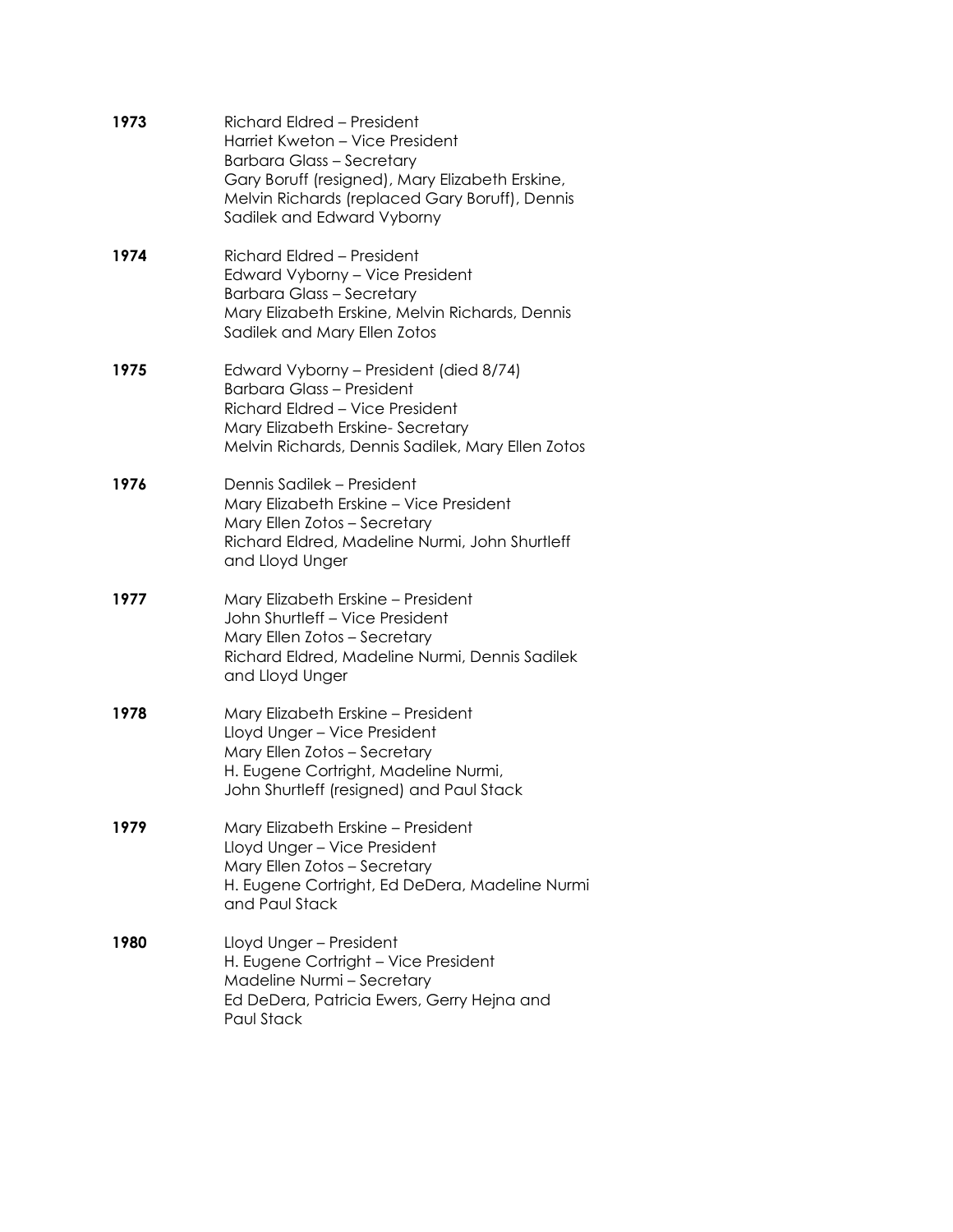**1973**
Richard Eldred – President
Harriet Kweton – Vice President
Barbara Glass – Secretary
Gary Boruff (resigned), Mary Elizabeth Erskine, Melvin Richards (replaced Gary Boruff), Dennis Sadilek and Edward Vyborny

**1974**
Richard Eldred – President
Edward Vyborny – Vice President
Barbara Glass – Secretary
Mary Elizabeth Erskine, Melvin Richards, Dennis Sadilek and Mary Ellen Zotos

**1975**
Edward Vyborny – President (died 8/74)
Barbara Glass – President
Richard Eldred – Vice President
Mary Elizabeth Erskine- Secretary
Melvin Richards, Dennis Sadilek, Mary Ellen Zotos

**1976**
Dennis Sadilek – President
Mary Elizabeth Erskine – Vice President
Mary Ellen Zotos – Secretary
Richard Eldred, Madeline Nurmi, John Shurtleff and Lloyd Unger

**1977**
Mary Elizabeth Erskine – President
John Shurtleff – Vice President
Mary Ellen Zotos – Secretary
Richard Eldred, Madeline Nurmi, Dennis Sadilek and Lloyd Unger

**1978**
Mary Elizabeth Erskine – President
Lloyd Unger – Vice President
Mary Ellen Zotos – Secretary
H. Eugene Cortright, Madeline Nurmi, John Shurtleff (resigned) and Paul Stack

**1979**
Mary Elizabeth Erskine – President
Lloyd Unger – Vice President
Mary Ellen Zotos – Secretary
H. Eugene Cortright, Ed DeDera, Madeline Nurmi and Paul Stack

**1980**
Lloyd Unger – President
H. Eugene Cortright – Vice President
Madeline Nurmi – Secretary
Ed DeDera, Patricia Ewers, Gerry Hejna and Paul Stack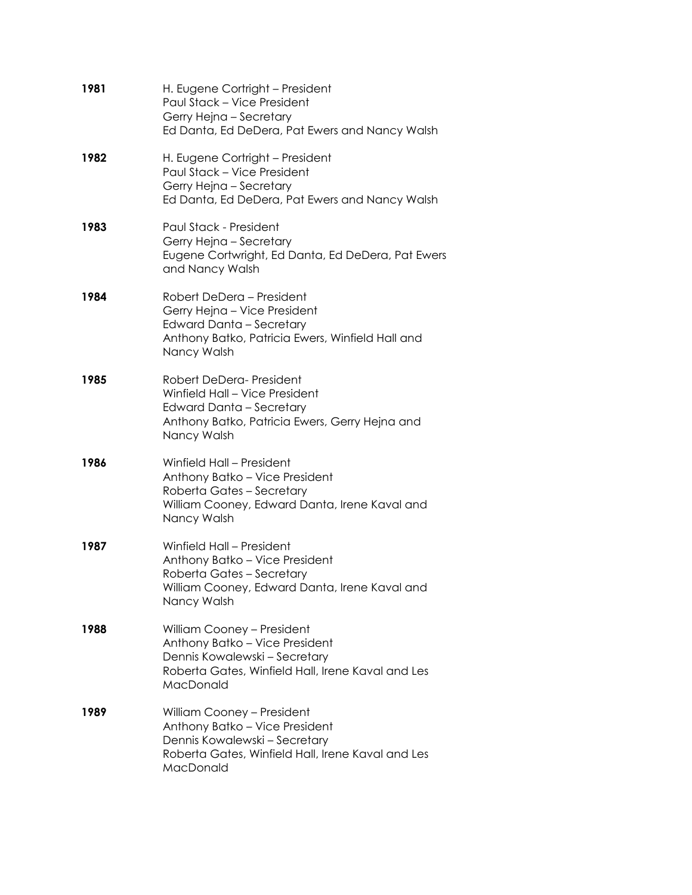**1981** H. Eugene Cortright – President
Paul Stack – Vice President
Gerry Hejna – Secretary
Ed Danta, Ed DeDera, Pat Ewers and Nancy Walsh

**1982** H. Eugene Cortright – President
Paul Stack – Vice President
Gerry Hejna – Secretary
Ed Danta, Ed DeDera, Pat Ewers and Nancy Walsh

**1983** Paul Stack - President
Gerry Hejna – Secretary
Eugene Cortwright, Ed Danta, Ed DeDera, Pat Ewers and Nancy Walsh

**1984** Robert DeDera – President
Gerry Hejna – Vice President
Edward Danta – Secretary
Anthony Batko, Patricia Ewers, Winfield Hall and Nancy Walsh

**1985** Robert DeDera- President
Winfield Hall – Vice President
Edward Danta – Secretary
Anthony Batko, Patricia Ewers, Gerry Hejna and Nancy Walsh

**1986** Winfield Hall – President
Anthony Batko – Vice President
Roberta Gates – Secretary
William Cooney, Edward Danta, Irene Kaval and Nancy Walsh

**1987** Winfield Hall – President
Anthony Batko – Vice President
Roberta Gates – Secretary
William Cooney, Edward Danta, Irene Kaval and Nancy Walsh

**1988** William Cooney – President
Anthony Batko – Vice President
Dennis Kowalewski – Secretary
Roberta Gates, Winfield Hall, Irene Kaval and Les MacDonald

**1989** William Cooney – President
Anthony Batko – Vice President
Dennis Kowalewski – Secretary
Roberta Gates, Winfield Hall, Irene Kaval and Les MacDonald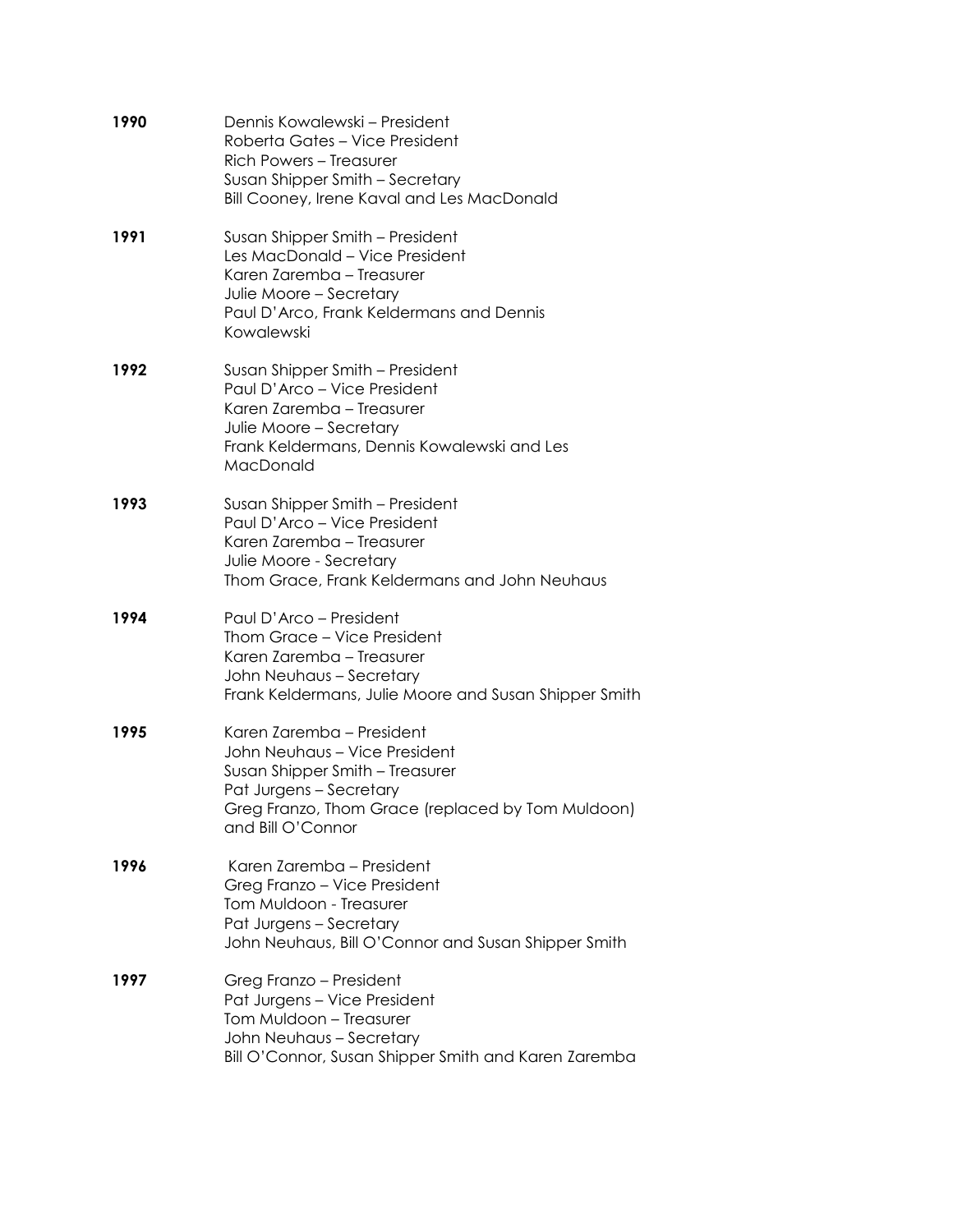**1990**

Dennis Kowalewski – President
Roberta Gates – Vice President
Rich Powers – Treasurer
Susan Shipper Smith – Secretary
Bill Cooney, Irene Kaval and Les MacDonald

**1991**

Susan Shipper Smith – President
Les MacDonald – Vice President
Karen Zaremba – Treasurer
Julie Moore – Secretary
Paul D'Arco, Frank Keldermans and Dennis Kowalewski

**1992**

Susan Shipper Smith – President
Paul D'Arco – Vice President
Karen Zaremba – Treasurer
Julie Moore – Secretary
Frank Keldermans, Dennis Kowalewski and Les MacDonald

**1993**

Susan Shipper Smith – President
Paul D'Arco – Vice President
Karen Zaremba – Treasurer
Julie Moore - Secretary
Thom Grace, Frank Keldermans and John Neuhaus

**1994**

Paul D'Arco – President
Thom Grace – Vice President
Karen Zaremba – Treasurer
John Neuhaus – Secretary
Frank Keldermans, Julie Moore and Susan Shipper Smith

**1995**

Karen Zaremba – President
John Neuhaus – Vice President
Susan Shipper Smith – Treasurer
Pat Jurgens – Secretary
Greg Franzo, Thom Grace (replaced by Tom Muldoon) and Bill O'Connor

**1996**

Karen Zaremba – President
Greg Franzo – Vice President
Tom Muldoon - Treasurer
Pat Jurgens – Secretary
John Neuhaus, Bill O'Connor and Susan Shipper Smith

**1997**

Greg Franzo – President
Pat Jurgens – Vice President
Tom Muldoon – Treasurer
John Neuhaus – Secretary
Bill O'Connor, Susan Shipper Smith and Karen Zaremba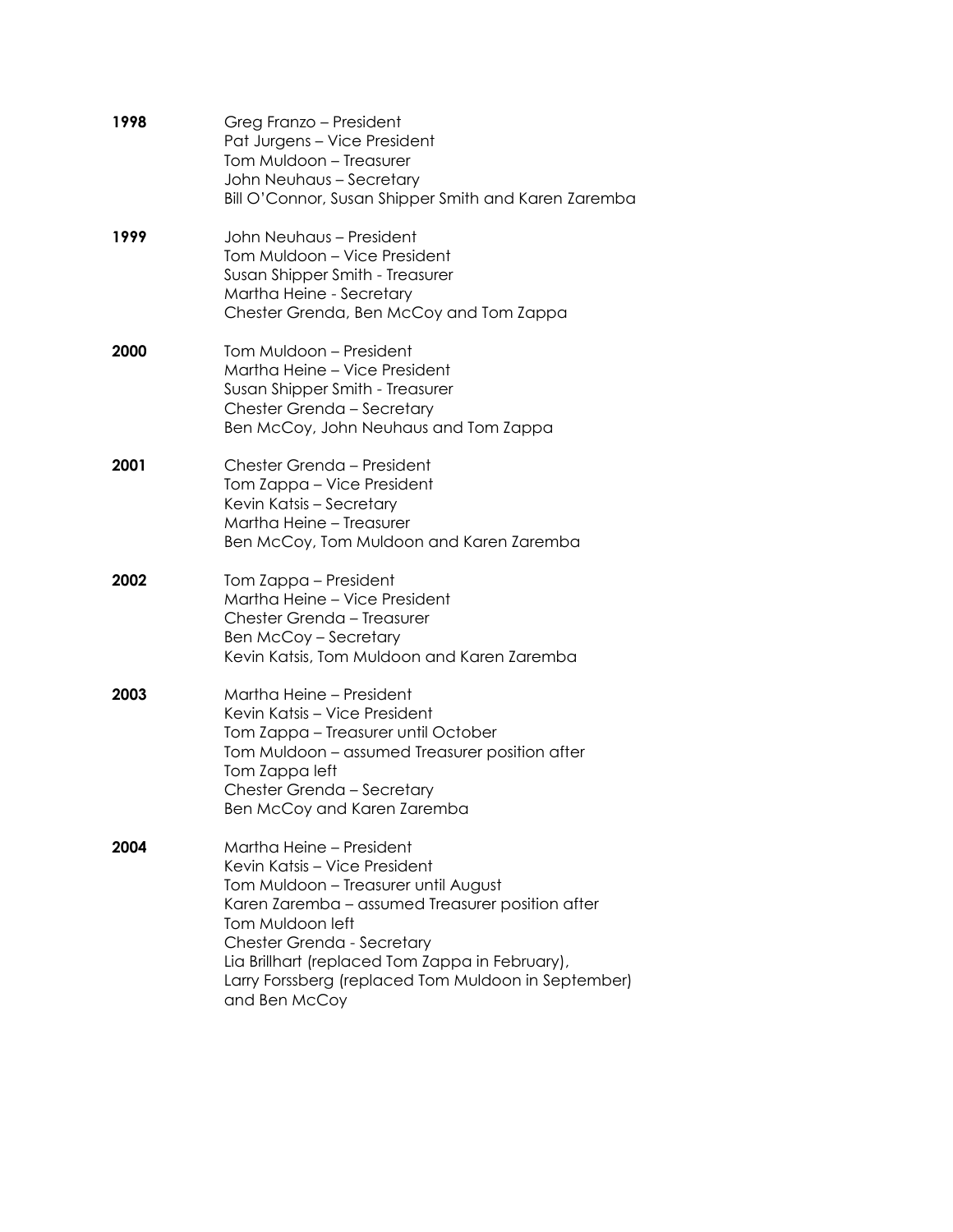**1998**

Greg Franzo – President
Pat Jurgens – Vice President
Tom Muldoon – Treasurer
John Neuhaus – Secretary
Bill O'Connor, Susan Shipper Smith and Karen Zaremba

**1999**

John Neuhaus – President
Tom Muldoon – Vice President
Susan Shipper Smith - Treasurer
Martha Heine - Secretary
Chester Grenda, Ben McCoy and Tom Zappa

**2000**

Tom Muldoon – President
Martha Heine – Vice President
Susan Shipper Smith - Treasurer
Chester Grenda – Secretary
Ben McCoy, John Neuhaus and Tom Zappa

**2001**

Chester Grenda – President
Tom Zappa – Vice President
Kevin Katsis – Secretary
Martha Heine – Treasurer
Ben McCoy, Tom Muldoon and Karen Zaremba

**2002**

Tom Zappa – President
Martha Heine – Vice President
Chester Grenda – Treasurer
Ben McCoy – Secretary
Kevin Katsis, Tom Muldoon and Karen Zaremba

**2003**

Martha Heine – President
Kevin Katsis – Vice President
Tom Zappa – Treasurer until October
Tom Muldoon – assumed Treasurer position after Tom Zappa left
Chester Grenda – Secretary
Ben McCoy and Karen Zaremba

**2004**

Martha Heine – President
Kevin Katsis – Vice President
Tom Muldoon – Treasurer until August
Karen Zaremba – assumed Treasurer position after Tom Muldoon left
Chester Grenda - Secretary
Lia Brillhart (replaced Tom Zappa in February),
Larry Forssberg (replaced Tom Muldoon in September)
and Ben McCoy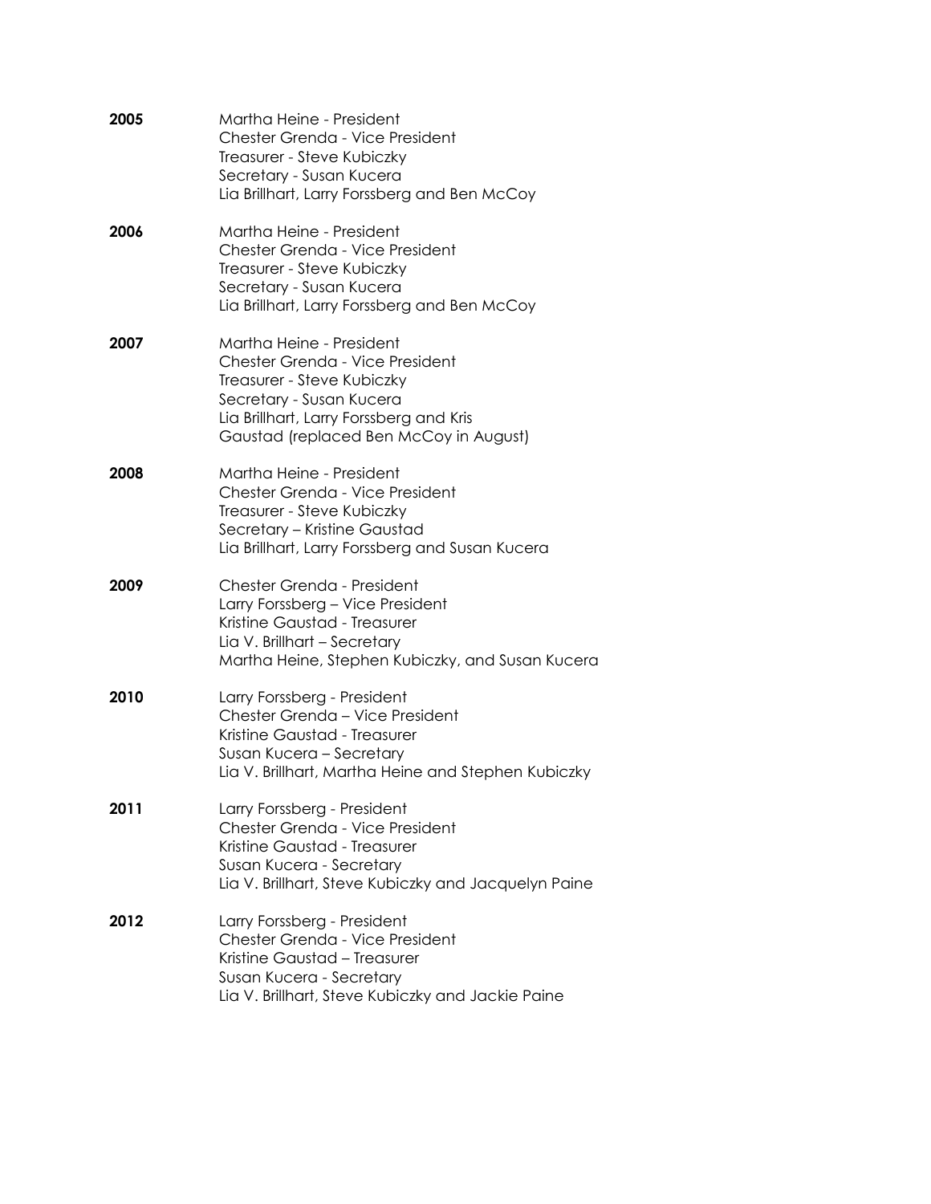**2005**
Martha Heine - President
Chester Grenda - Vice President
Treasurer - Steve Kubiczky
Secretary - Susan Kucera
Lia Brillhart, Larry Forssberg and Ben McCoy

**2006**
Martha Heine - President
Chester Grenda - Vice President
Treasurer - Steve Kubiczky
Secretary - Susan Kucera
Lia Brillhart, Larry Forssberg and Ben McCoy

**2007**
Martha Heine - President
Chester Grenda - Vice President
Treasurer - Steve Kubiczky
Secretary - Susan Kucera
Lia Brillhart, Larry Forssberg and Kris Gaustad (replaced Ben McCoy in August)

**2008**
Martha Heine - President
Chester Grenda - Vice President
Treasurer - Steve Kubiczky
Secretary – Kristine Gaustad
Lia Brillhart, Larry Forssberg and Susan Kucera

**2009**
Chester Grenda - President
Larry Forssberg – Vice President
Kristine Gaustad - Treasurer
Lia V. Brillhart – Secretary
Martha Heine, Stephen Kubiczky, and Susan Kucera

**2010**
Larry Forssberg - President
Chester Grenda – Vice President
Kristine Gaustad - Treasurer
Susan Kucera – Secretary
Lia V. Brillhart, Martha Heine and Stephen Kubiczky

**2011**
Larry Forssberg - President
Chester Grenda - Vice President
Kristine Gaustad - Treasurer
Susan Kucera - Secretary
Lia V. Brillhart, Steve Kubiczky and Jacquelyn Paine

**2012**
Larry Forssberg - President
Chester Grenda - Vice President
Kristine Gaustad – Treasurer
Susan Kucera - Secretary
Lia V. Brillhart, Steve Kubiczky and Jackie Paine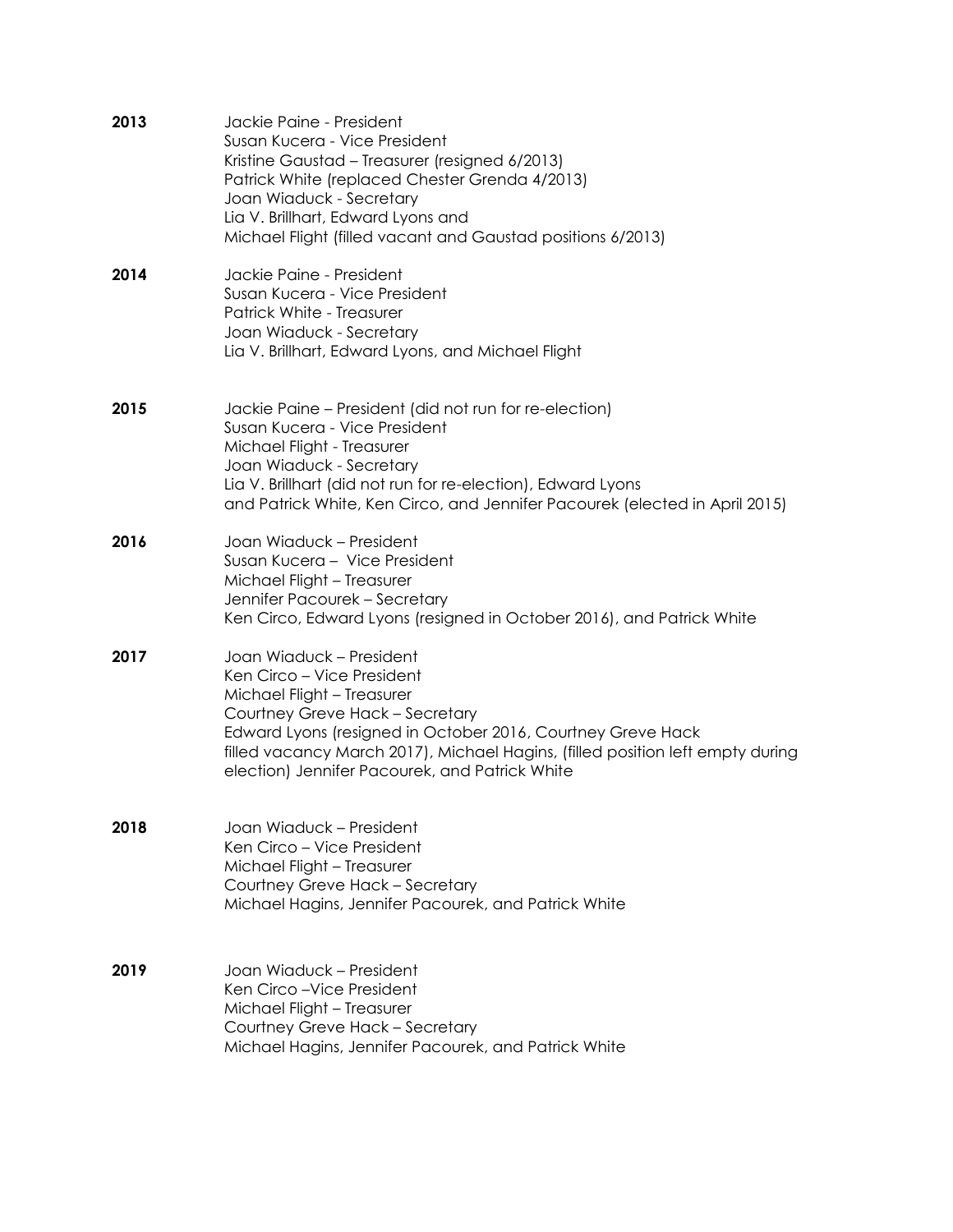**2013**

Jackie Paine - President
Susan Kucera - Vice President
Kristine Gaustad – Treasurer (resigned 6/2013)
Patrick White (replaced Chester Grenda 4/2013)
Joan Wiaduck - Secretary
Lia V. Brillhart, Edward Lyons and
Michael Flight (filled vacant and Gaustad positions 6/2013)

**2014**

Jackie Paine - President
Susan Kucera - Vice President
Patrick White - Treasurer
Joan Wiaduck - Secretary
Lia V. Brillhart, Edward Lyons, and Michael Flight

**2015**

Jackie Paine – President (did not run for re-election)
Susan Kucera - Vice President
Michael Flight - Treasurer
Joan Wiaduck - Secretary
Lia V. Brillhart (did not run for re-election), Edward Lyons
and Patrick White, Ken Circo, and Jennifer Pacourek (elected in April 2015)

**2016**

Joan Wiaduck – President
Susan Kucera – Vice President
Michael Flight – Treasurer
Jennifer Pacourek – Secretary
Ken Circo, Edward Lyons (resigned in October 2016), and Patrick White

**2017**

Joan Wiaduck – President
Ken Circo – Vice President
Michael Flight – Treasurer
Courtney Greve Hack – Secretary
Edward Lyons (resigned in October 2016, Courtney Greve Hack
filled vacancy March 2017), Michael Hagins, (filled position left empty during
election) Jennifer Pacourek, and Patrick White

**2018**

Joan Wiaduck – President
Ken Circo – Vice President
Michael Flight – Treasurer
Courtney Greve Hack – Secretary
Michael Hagins, Jennifer Pacourek, and Patrick White

**2019**

Joan Wiaduck – President
Ken Circo –Vice President
Michael Flight – Treasurer
Courtney Greve Hack – Secretary
Michael Hagins, Jennifer Pacourek, and Patrick White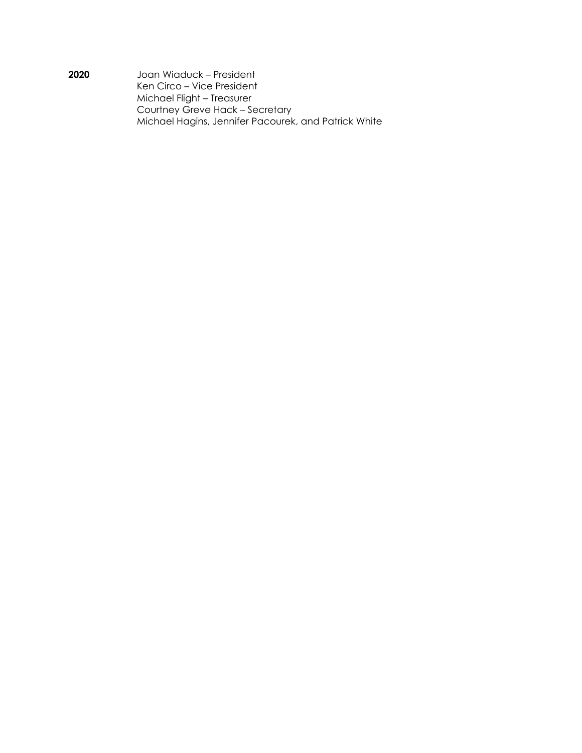**2020** Joan Wiaduck – President
Ken Circo – Vice President
Michael Flight – Treasurer
Courtney Greve Hack – Secretary
Michael Hagins, Jennifer Pacourek, and Patrick White